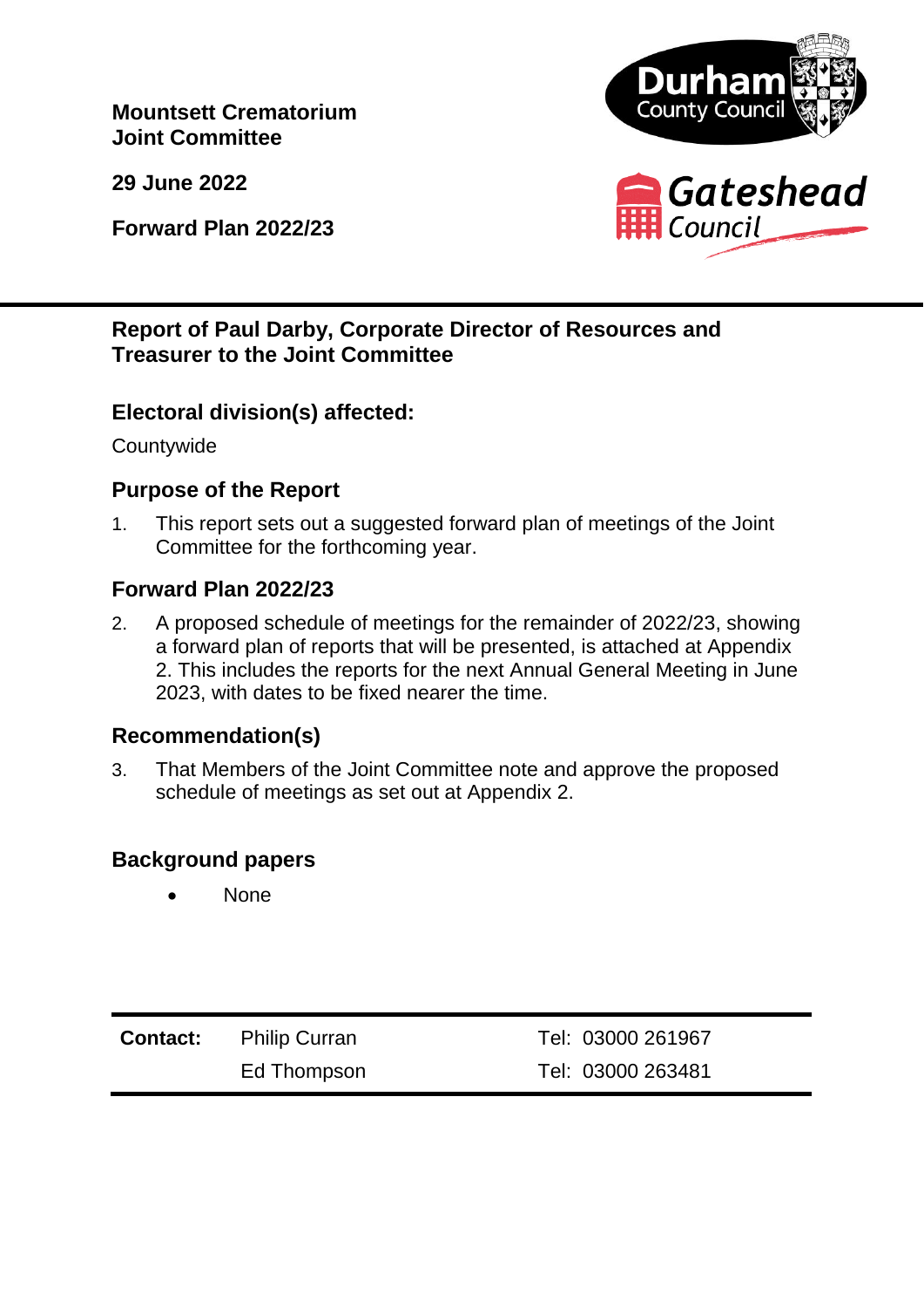**Mountsett Crematorium Joint Committee**

**29 June 2022**

**Forward Plan 2022/23**

---

**Report of Paul Darby, Corporate Director of Resources and Treasurer to the Joint Committee**

## Electoral division(s) affected:

Countywide

## Purpose of the Report

1. This report sets out a suggested forward plan of meetings of the Joint Committee for the forthcoming year.

## Forward Plan 2022/23

2. A proposed schedule of meetings for the remainder of 2022/23, showing a forward plan of reports that will be presented, is attached at Appendix 2. This includes the reports for the next Annual General Meeting in June 2023, with dates to be fixed nearer the time.

## Recommendation(s)

3. That Members of the Joint Committee note and approve the proposed schedule of meetings as set out at Appendix 2.

## Background papers

- None

| **Contact:** | Philip Curran | Tel: 03000 261967 |
|---|---|---|
| | Ed Thompson | Tel: 03000 263481 |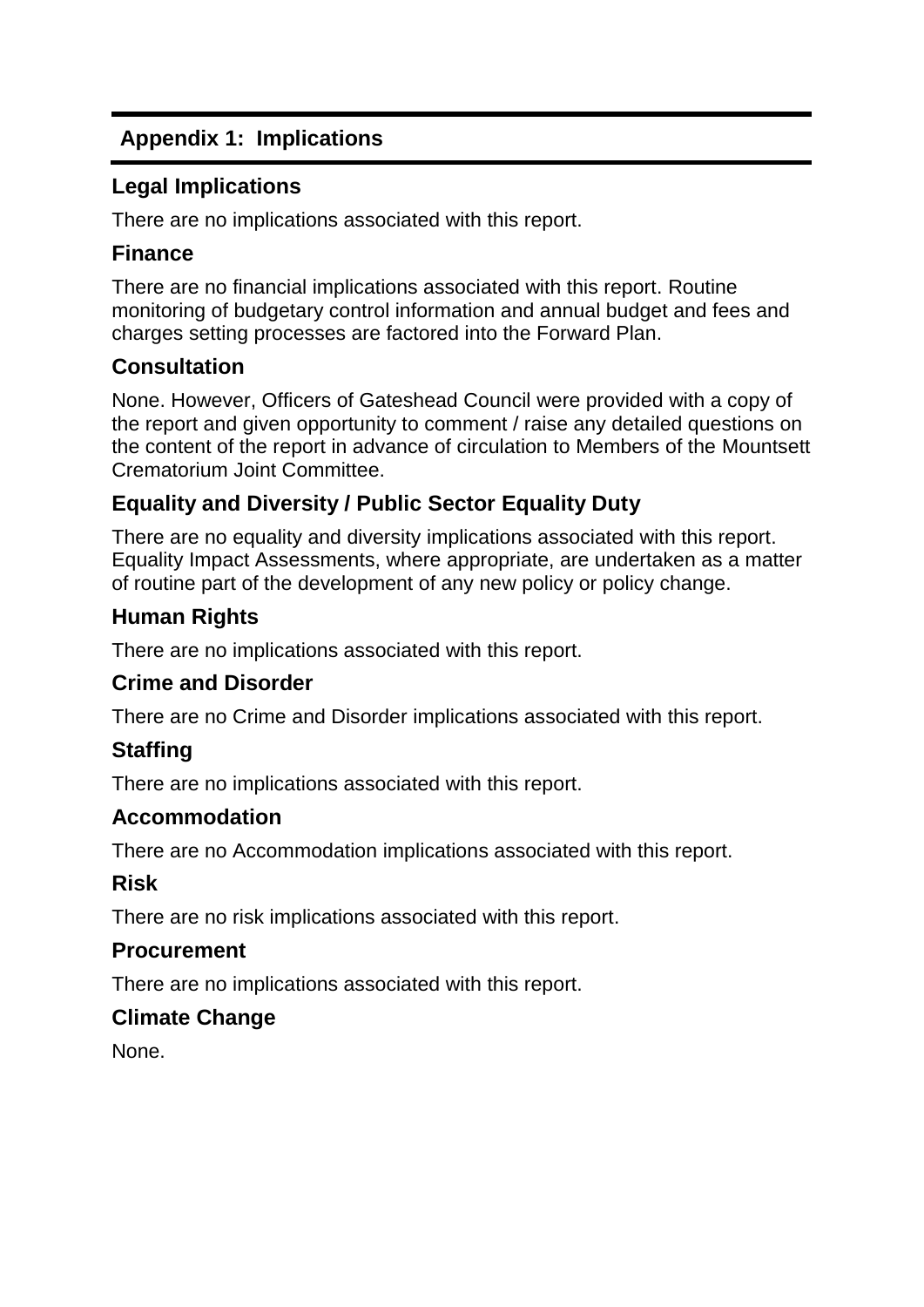## Appendix 1: Implications

### Legal Implications

There are no implications associated with this report.

### Finance

There are no financial implications associated with this report. Routine monitoring of budgetary control information and annual budget and fees and charges setting processes are factored into the Forward Plan.

### Consultation

None. However, Officers of Gateshead Council were provided with a copy of the report and given opportunity to comment / raise any detailed questions on the content of the report in advance of circulation to Members of the Mountsett Crematorium Joint Committee.

### Equality and Diversity / Public Sector Equality Duty

There are no equality and diversity implications associated with this report. Equality Impact Assessments, where appropriate, are undertaken as a matter of routine part of the development of any new policy or policy change.

### Human Rights

There are no implications associated with this report.

### Crime and Disorder

There are no Crime and Disorder implications associated with this report.

### Staffing

There are no implications associated with this report.

### Accommodation

There are no Accommodation implications associated with this report.

### Risk

There are no risk implications associated with this report.

### Procurement

There are no implications associated with this report.

### Climate Change

None.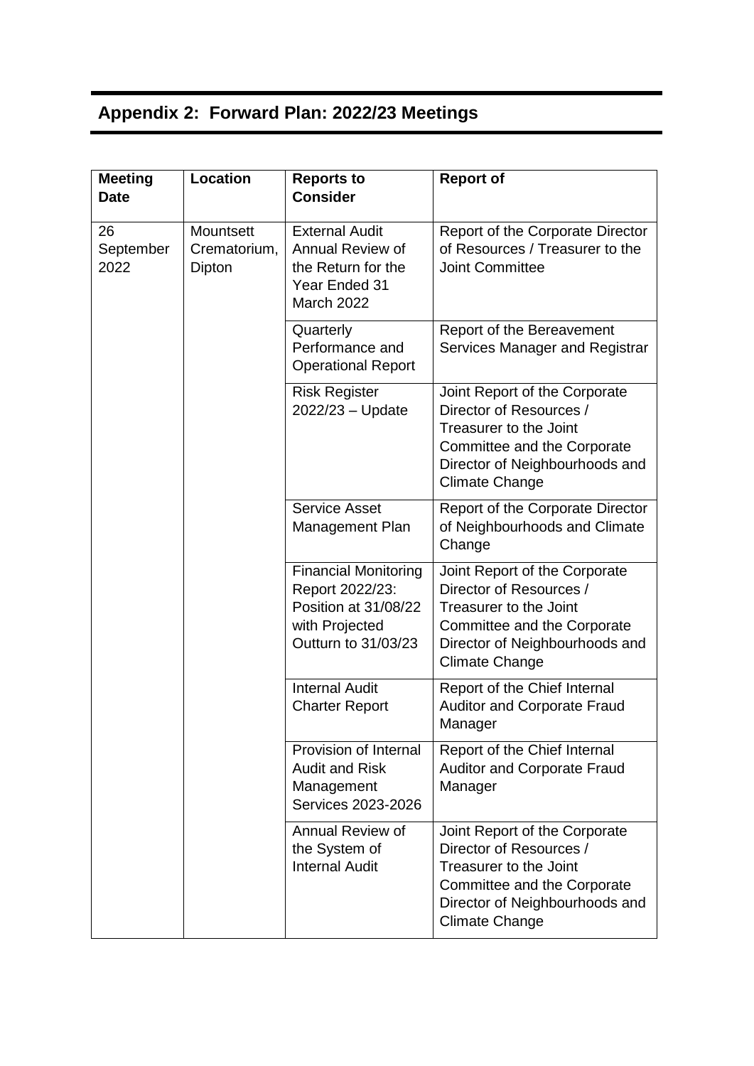## Appendix 2: Forward Plan: 2022/23 Meetings

| Meeting Date | Location | Reports to Consider | Report of |
|---|---|---|---|
| 26 September 2022 | Mountsett Crematorium, Dipton | External Audit Annual Review of the Return for the Year Ended 31 March 2022 | Report of the Corporate Director of Resources / Treasurer to the Joint Committee |
| | | Quarterly Performance and Operational Report | Report of the Bereavement Services Manager and Registrar |
| | | Risk Register 2022/23 – Update | Joint Report of the Corporate Director of Resources / Treasurer to the Joint Committee and the Corporate Director of Neighbourhoods and Climate Change |
| | | Service Asset Management Plan | Report of the Corporate Director of Neighbourhoods and Climate Change |
| | | Financial Monitoring Report 2022/23: Position at 31/08/22 with Projected Outturn to 31/03/23 | Joint Report of the Corporate Director of Resources / Treasurer to the Joint Committee and the Corporate Director of Neighbourhoods and Climate Change |
| | | Internal Audit Charter Report | Report of the Chief Internal Auditor and Corporate Fraud Manager |
| | | Provision of Internal Audit and Risk Management Services 2023-2026 | Report of the Chief Internal Auditor and Corporate Fraud Manager |
| | | Annual Review of the System of Internal Audit | Joint Report of the Corporate Director of Resources / Treasurer to the Joint Committee and the Corporate Director of Neighbourhoods and Climate Change |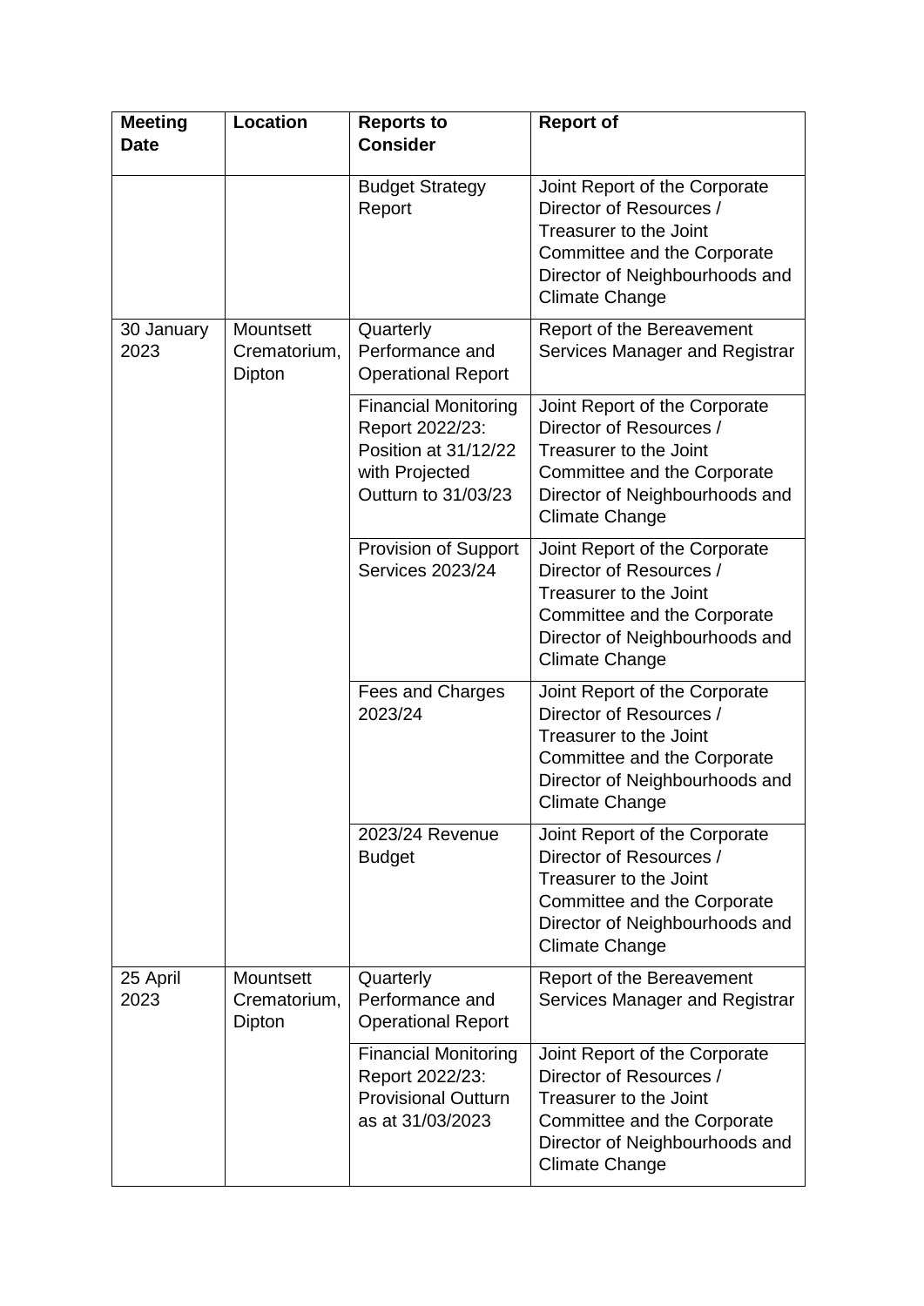| Meeting Date | Location | Reports to Consider | Report of |
|---|---|---|---|
| | | Budget Strategy Report | Joint Report of the Corporate Director of Resources / Treasurer to the Joint Committee and the Corporate Director of Neighbourhoods and Climate Change |
| 30 January 2023 | Mountsett Crematorium, Dipton | Quarterly Performance and Operational Report | Report of the Bereavement Services Manager and Registrar |
| | | Financial Monitoring Report 2022/23: Position at 31/12/22 with Projected Outturn to 31/03/23 | Joint Report of the Corporate Director of Resources / Treasurer to the Joint Committee and the Corporate Director of Neighbourhoods and Climate Change |
| | | Provision of Support Services 2023/24 | Joint Report of the Corporate Director of Resources / Treasurer to the Joint Committee and the Corporate Director of Neighbourhoods and Climate Change |
| | | Fees and Charges 2023/24 | Joint Report of the Corporate Director of Resources / Treasurer to the Joint Committee and the Corporate Director of Neighbourhoods and Climate Change |
| | | 2023/24 Revenue Budget | Joint Report of the Corporate Director of Resources / Treasurer to the Joint Committee and the Corporate Director of Neighbourhoods and Climate Change |
| 25 April 2023 | Mountsett Crematorium, Dipton | Quarterly Performance and Operational Report | Report of the Bereavement Services Manager and Registrar |
| | | Financial Monitoring Report 2022/23: Provisional Outturn as at 31/03/2023 | Joint Report of the Corporate Director of Resources / Treasurer to the Joint Committee and the Corporate Director of Neighbourhoods and Climate Change |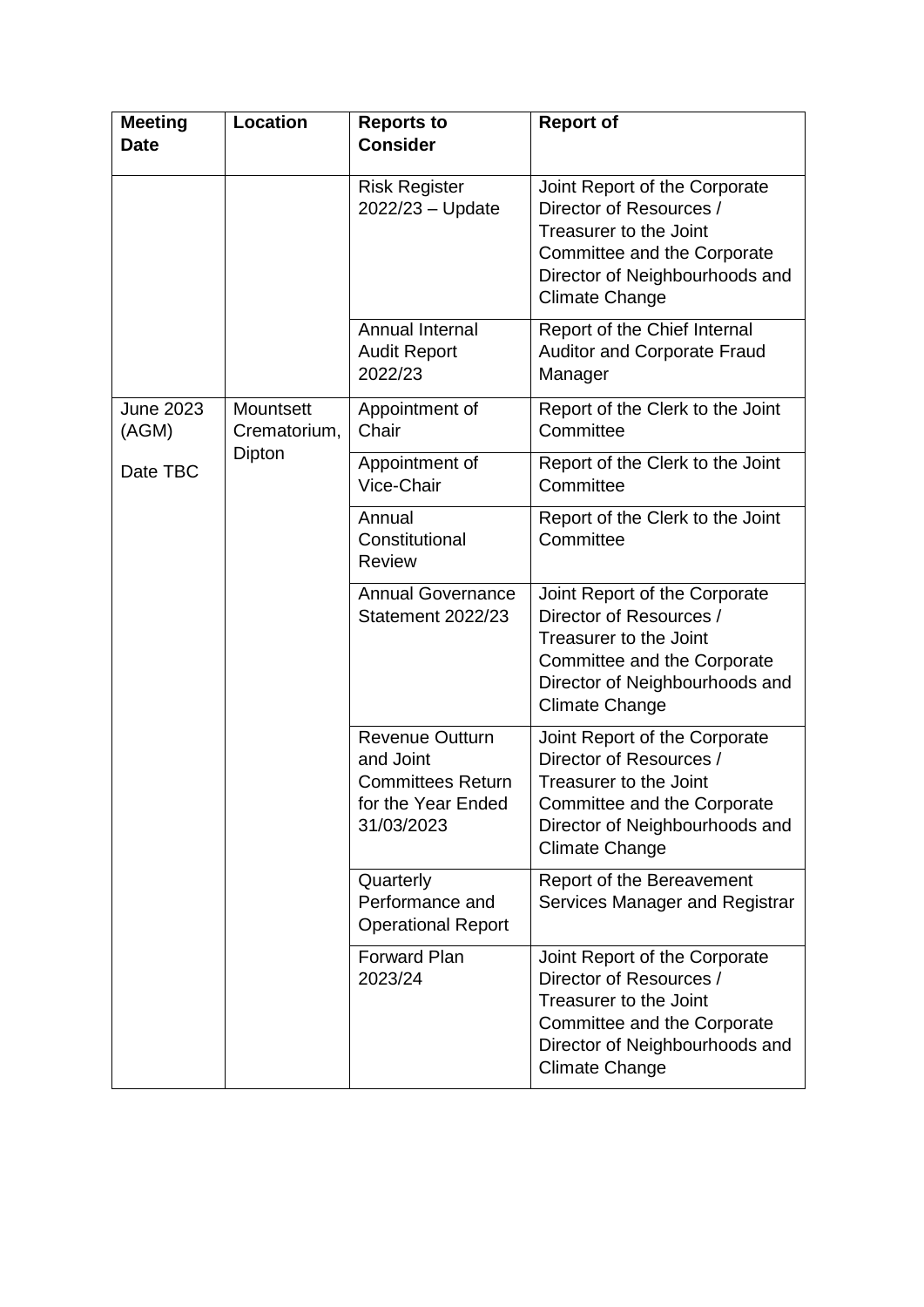| Meeting Date | Location | Reports to Consider | Report of |
|---|---|---|---|
| | | Risk Register 2022/23 – Update | Joint Report of the Corporate Director of Resources / Treasurer to the Joint Committee and the Corporate Director of Neighbourhoods and Climate Change |
| | | Annual Internal Audit Report 2022/23 | Report of the Chief Internal Auditor and Corporate Fraud Manager |
| June 2023 (AGM)<br><br>Date TBC | Mountsett Crematorium, Dipton | Appointment of Chair | Report of the Clerk to the Joint Committee |
| | | Appointment of Vice-Chair | Report of the Clerk to the Joint Committee |
| | | Annual Constitutional Review | Report of the Clerk to the Joint Committee |
| | | Annual Governance Statement 2022/23 | Joint Report of the Corporate Director of Resources / Treasurer to the Joint Committee and the Corporate Director of Neighbourhoods and Climate Change |
| | | Revenue Outturn and Joint Committees Return for the Year Ended 31/03/2023 | Joint Report of the Corporate Director of Resources / Treasurer to the Joint Committee and the Corporate Director of Neighbourhoods and Climate Change |
| | | Quarterly Performance and Operational Report | Report of the Bereavement Services Manager and Registrar |
| | | Forward Plan 2023/24 | Joint Report of the Corporate Director of Resources / Treasurer to the Joint Committee and the Corporate Director of Neighbourhoods and Climate Change |